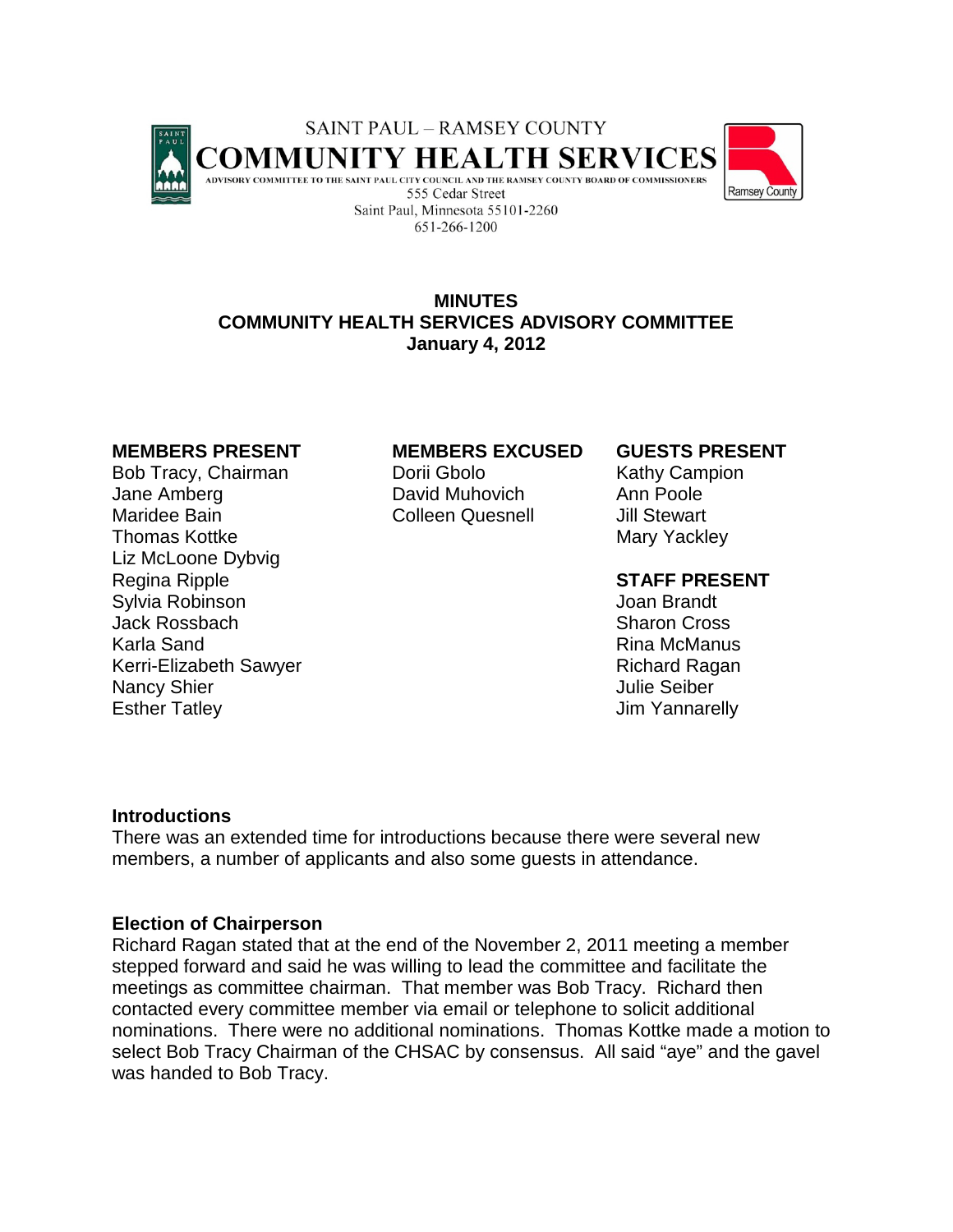SAINT PAUL – RAMSEY COUNTY

**COMMUNITY HEALTH SERVICES**

ADVISORY COMMITTEE TO THE SAINT PAUL CITY COUNCIL AND THE RAMSEY COUNTY BOARD OF COMMISSIONERS

555 Cedar Street
Saint Paul, Minnesota 55101-2260
651-266-1200

**MINUTES**
**COMMUNITY HEALTH SERVICES ADVISORY COMMITTEE**
**January 4, 2012**

**MEMBERS PRESENT**
Bob Tracy, Chairman
Jane Amberg
Maridee Bain
Thomas Kottke
Liz McLoone Dybvig
Regina Ripple
Sylvia Robinson
Jack Rossbach
Karla Sand
Kerri-Elizabeth Sawyer
Nancy Shier
Esther Tatley

**MEMBERS EXCUSED**
Dorii Gbolo
David Muhovich
Colleen Quesnell

**GUESTS PRESENT**
Kathy Campion
Ann Poole
Jill Stewart
Mary Yackley

**STAFF PRESENT**
Joan Brandt
Sharon Cross
Rina McManus
Richard Ragan
Julie Seiber
Jim Yannarelly

**Introductions**
There was an extended time for introductions because there were several new members, a number of applicants and also some guests in attendance.

**Election of Chairperson**
Richard Ragan stated that at the end of the November 2, 2011 meeting a member stepped forward and said he was willing to lead the committee and facilitate the meetings as committee chairman. That member was Bob Tracy. Richard then contacted every committee member via email or telephone to solicit additional nominations. There were no additional nominations. Thomas Kottke made a motion to select Bob Tracy Chairman of the CHSAC by consensus. All said "aye" and the gavel was handed to Bob Tracy.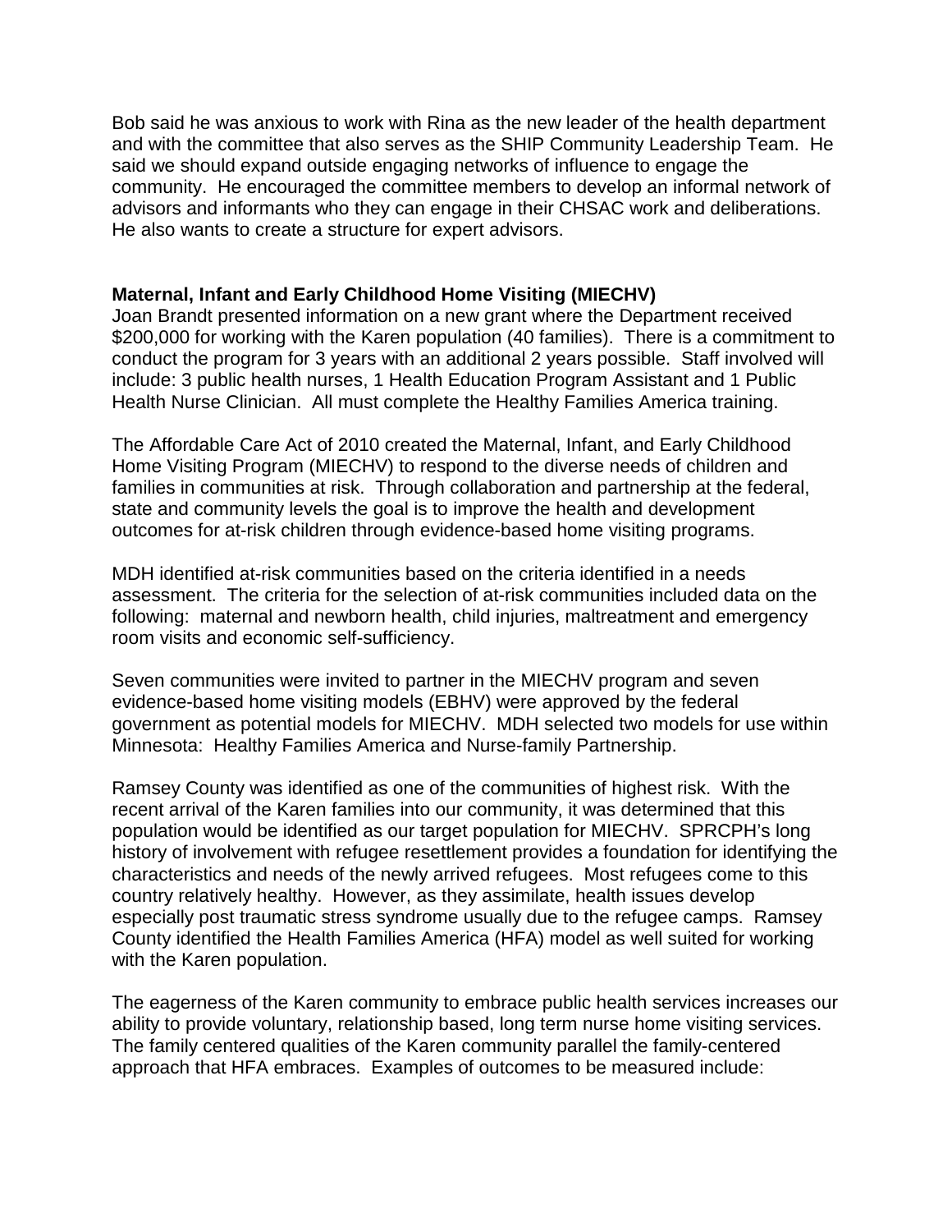Bob said he was anxious to work with Rina as the new leader of the health department and with the committee that also serves as the SHIP Community Leadership Team. He said we should expand outside engaging networks of influence to engage the community. He encouraged the committee members to develop an informal network of advisors and informants who they can engage in their CHSAC work and deliberations. He also wants to create a structure for expert advisors.

**Maternal, Infant and Early Childhood Home Visiting (MIECHV)**

Joan Brandt presented information on a new grant where the Department received $200,000 for working with the Karen population (40 families). There is a commitment to conduct the program for 3 years with an additional 2 years possible. Staff involved will include: 3 public health nurses, 1 Health Education Program Assistant and 1 Public Health Nurse Clinician. All must complete the Healthy Families America training.

The Affordable Care Act of 2010 created the Maternal, Infant, and Early Childhood Home Visiting Program (MIECHV) to respond to the diverse needs of children and families in communities at risk. Through collaboration and partnership at the federal, state and community levels the goal is to improve the health and development outcomes for at-risk children through evidence-based home visiting programs.

MDH identified at-risk communities based on the criteria identified in a needs assessment. The criteria for the selection of at-risk communities included data on the following: maternal and newborn health, child injuries, maltreatment and emergency room visits and economic self-sufficiency.

Seven communities were invited to partner in the MIECHV program and seven evidence-based home visiting models (EBHV) were approved by the federal government as potential models for MIECHV. MDH selected two models for use within Minnesota: Healthy Families America and Nurse-family Partnership.

Ramsey County was identified as one of the communities of highest risk. With the recent arrival of the Karen families into our community, it was determined that this population would be identified as our target population for MIECHV. SPRCPH's long history of involvement with refugee resettlement provides a foundation for identifying the characteristics and needs of the newly arrived refugees. Most refugees come to this country relatively healthy. However, as they assimilate, health issues develop especially post traumatic stress syndrome usually due to the refugee camps. Ramsey County identified the Health Families America (HFA) model as well suited for working with the Karen population.

The eagerness of the Karen community to embrace public health services increases our ability to provide voluntary, relationship based, long term nurse home visiting services. The family centered qualities of the Karen community parallel the family-centered approach that HFA embraces. Examples of outcomes to be measured include: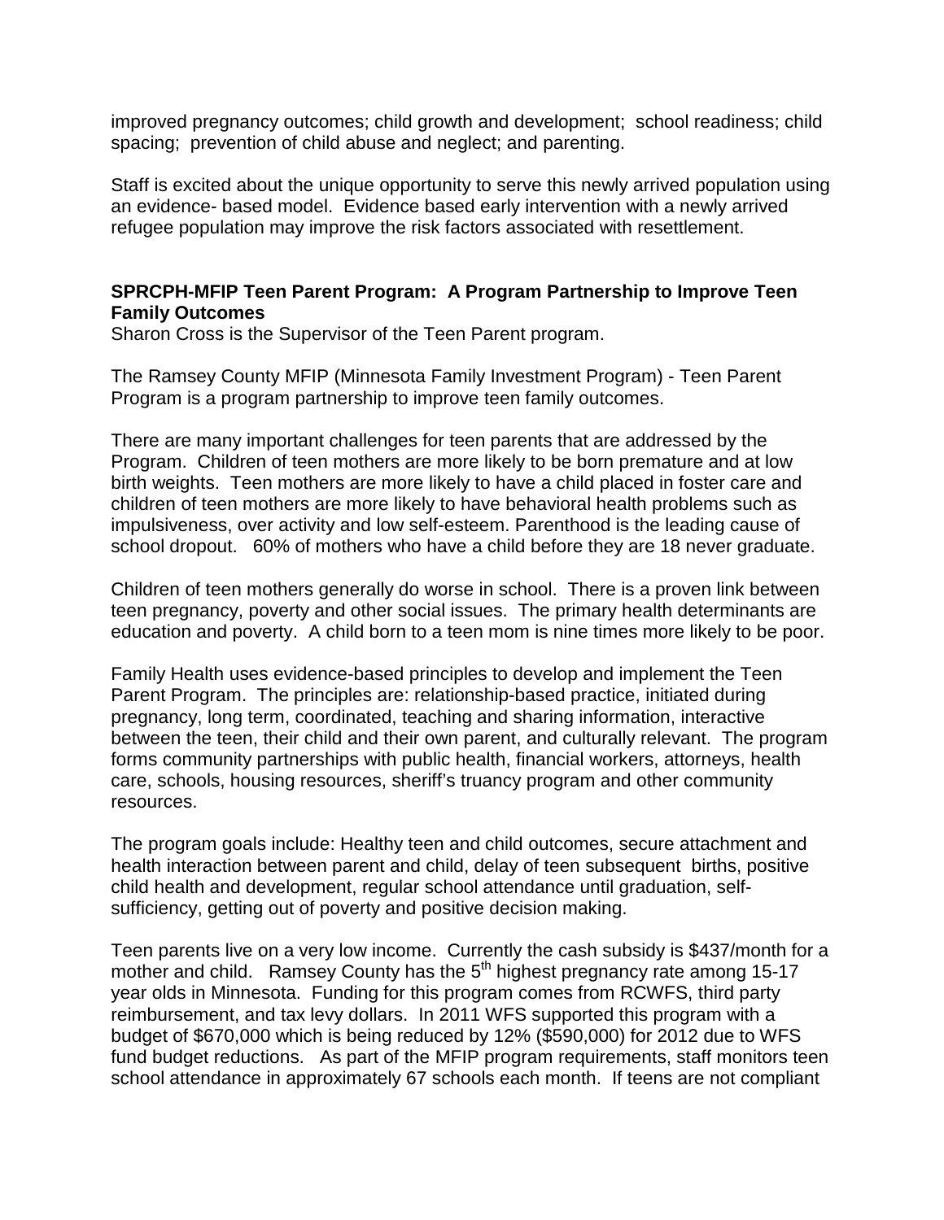improved pregnancy outcomes; child growth and development; school readiness; child spacing; prevention of child abuse and neglect; and parenting.

Staff is excited about the unique opportunity to serve this newly arrived population using an evidence- based model. Evidence based early intervention with a newly arrived refugee population may improve the risk factors associated with resettlement.

**SPRCPH-MFIP Teen Parent Program: A Program Partnership to Improve Teen Family Outcomes**

Sharon Cross is the Supervisor of the Teen Parent program.

The Ramsey County MFIP (Minnesota Family Investment Program) - Teen Parent Program is a program partnership to improve teen family outcomes.

There are many important challenges for teen parents that are addressed by the Program. Children of teen mothers are more likely to be born premature and at low birth weights. Teen mothers are more likely to have a child placed in foster care and children of teen mothers are more likely to have behavioral health problems such as impulsiveness, over activity and low self-esteem. Parenthood is the leading cause of school dropout. 60% of mothers who have a child before they are 18 never graduate.

Children of teen mothers generally do worse in school. There is a proven link between teen pregnancy, poverty and other social issues. The primary health determinants are education and poverty. A child born to a teen mom is nine times more likely to be poor.

Family Health uses evidence-based principles to develop and implement the Teen Parent Program. The principles are: relationship-based practice, initiated during pregnancy, long term, coordinated, teaching and sharing information, interactive between the teen, their child and their own parent, and culturally relevant. The program forms community partnerships with public health, financial workers, attorneys, health care, schools, housing resources, sheriff's truancy program and other community resources.

The program goals include: Healthy teen and child outcomes, secure attachment and health interaction between parent and child, delay of teen subsequent births, positive child health and development, regular school attendance until graduation, self-sufficiency, getting out of poverty and positive decision making.

Teen parents live on a very low income. Currently the cash subsidy is $437/month for a mother and child. Ramsey County has the 5th highest pregnancy rate among 15-17 year olds in Minnesota. Funding for this program comes from RCWFS, third party reimbursement, and tax levy dollars. In 2011 WFS supported this program with a budget of $670,000 which is being reduced by 12% ($590,000) for 2012 due to WFS fund budget reductions. As part of the MFIP program requirements, staff monitors teen school attendance in approximately 67 schools each month. If teens are not compliant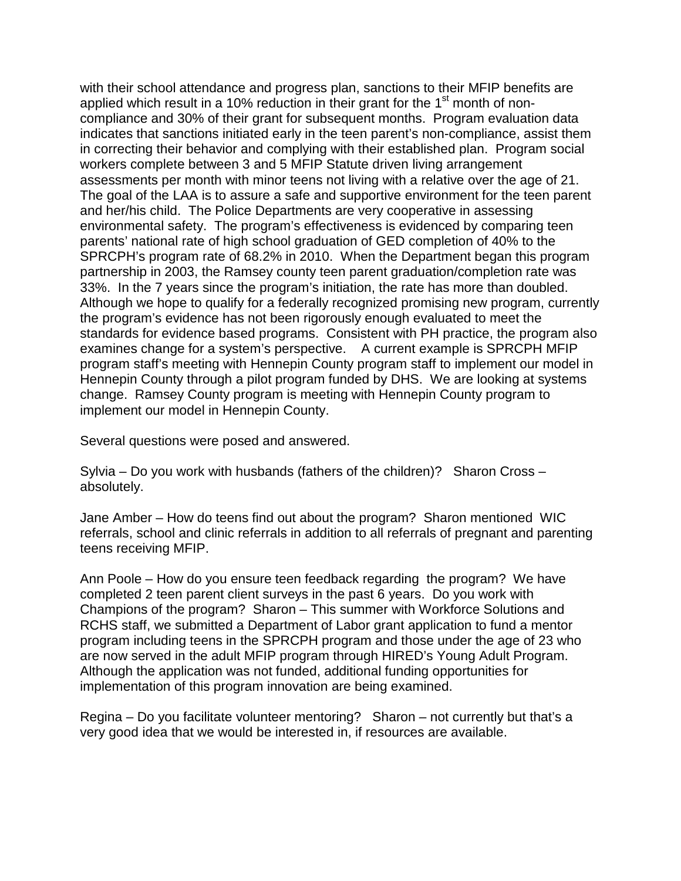with their school attendance and progress plan, sanctions to their MFIP benefits are applied which result in a 10% reduction in their grant for the 1st month of non-compliance and 30% of their grant for subsequent months. Program evaluation data indicates that sanctions initiated early in the teen parent's non-compliance, assist them in correcting their behavior and complying with their established plan. Program social workers complete between 3 and 5 MFIP Statute driven living arrangement assessments per month with minor teens not living with a relative over the age of 21. The goal of the LAA is to assure a safe and supportive environment for the teen parent and her/his child. The Police Departments are very cooperative in assessing environmental safety. The program's effectiveness is evidenced by comparing teen parents' national rate of high school graduation of GED completion of 40% to the SPRCPH's program rate of 68.2% in 2010. When the Department began this program partnership in 2003, the Ramsey county teen parent graduation/completion rate was 33%. In the 7 years since the program's initiation, the rate has more than doubled. Although we hope to qualify for a federally recognized promising new program, currently the program's evidence has not been rigorously enough evaluated to meet the standards for evidence based programs. Consistent with PH practice, the program also examines change for a system's perspective. A current example is SPRCPH MFIP program staff's meeting with Hennepin County program staff to implement our model in Hennepin County through a pilot program funded by DHS. We are looking at systems change. Ramsey County program is meeting with Hennepin County program to implement our model in Hennepin County.

Several questions were posed and answered.

Sylvia – Do you work with husbands (fathers of the children)? Sharon Cross – absolutely.

Jane Amber – How do teens find out about the program? Sharon mentioned WIC referrals, school and clinic referrals in addition to all referrals of pregnant and parenting teens receiving MFIP.

Ann Poole – How do you ensure teen feedback regarding the program? We have completed 2 teen parent client surveys in the past 6 years. Do you work with Champions of the program? Sharon – This summer with Workforce Solutions and RCHS staff, we submitted a Department of Labor grant application to fund a mentor program including teens in the SPRCPH program and those under the age of 23 who are now served in the adult MFIP program through HIRED's Young Adult Program. Although the application was not funded, additional funding opportunities for implementation of this program innovation are being examined.

Regina – Do you facilitate volunteer mentoring? Sharon – not currently but that's a very good idea that we would be interested in, if resources are available.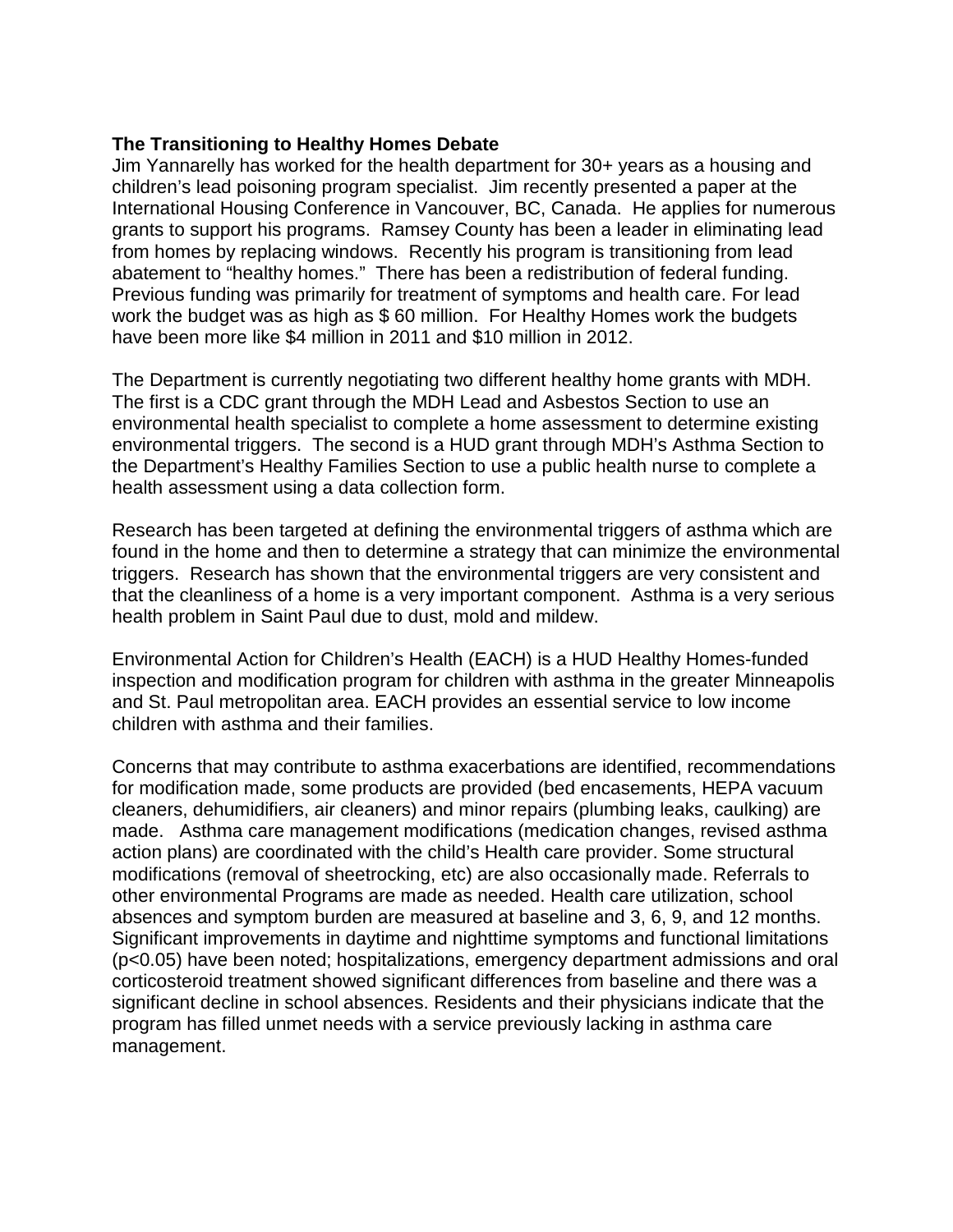**The Transitioning to Healthy Homes Debate**

Jim Yannarelly has worked for the health department for 30+ years as a housing and children's lead poisoning program specialist. Jim recently presented a paper at the International Housing Conference in Vancouver, BC, Canada. He applies for numerous grants to support his programs. Ramsey County has been a leader in eliminating lead from homes by replacing windows. Recently his program is transitioning from lead abatement to "healthy homes." There has been a redistribution of federal funding. Previous funding was primarily for treatment of symptoms and health care. For lead work the budget was as high as $ 60 million. For Healthy Homes work the budgets have been more like $4 million in 2011 and $10 million in 2012.

The Department is currently negotiating two different healthy home grants with MDH. The first is a CDC grant through the MDH Lead and Asbestos Section to use an environmental health specialist to complete a home assessment to determine existing environmental triggers. The second is a HUD grant through MDH's Asthma Section to the Department's Healthy Families Section to use a public health nurse to complete a health assessment using a data collection form.

Research has been targeted at defining the environmental triggers of asthma which are found in the home and then to determine a strategy that can minimize the environmental triggers. Research has shown that the environmental triggers are very consistent and that the cleanliness of a home is a very important component. Asthma is a very serious health problem in Saint Paul due to dust, mold and mildew.

Environmental Action for Children's Health (EACH) is a HUD Healthy Homes-funded inspection and modification program for children with asthma in the greater Minneapolis and St. Paul metropolitan area. EACH provides an essential service to low income children with asthma and their families.

Concerns that may contribute to asthma exacerbations are identified, recommendations for modification made, some products are provided (bed encasements, HEPA vacuum cleaners, dehumidifiers, air cleaners) and minor repairs (plumbing leaks, caulking) are made. Asthma care management modifications (medication changes, revised asthma action plans) are coordinated with the child's Health care provider. Some structural modifications (removal of sheetrocking, etc) are also occasionally made. Referrals to other environmental Programs are made as needed. Health care utilization, school absences and symptom burden are measured at baseline and 3, 6, 9, and 12 months. Significant improvements in daytime and nighttime symptoms and functional limitations ($p<0.05$) have been noted; hospitalizations, emergency department admissions and oral corticosteroid treatment showed significant differences from baseline and there was a significant decline in school absences. Residents and their physicians indicate that the program has filled unmet needs with a service previously lacking in asthma care management.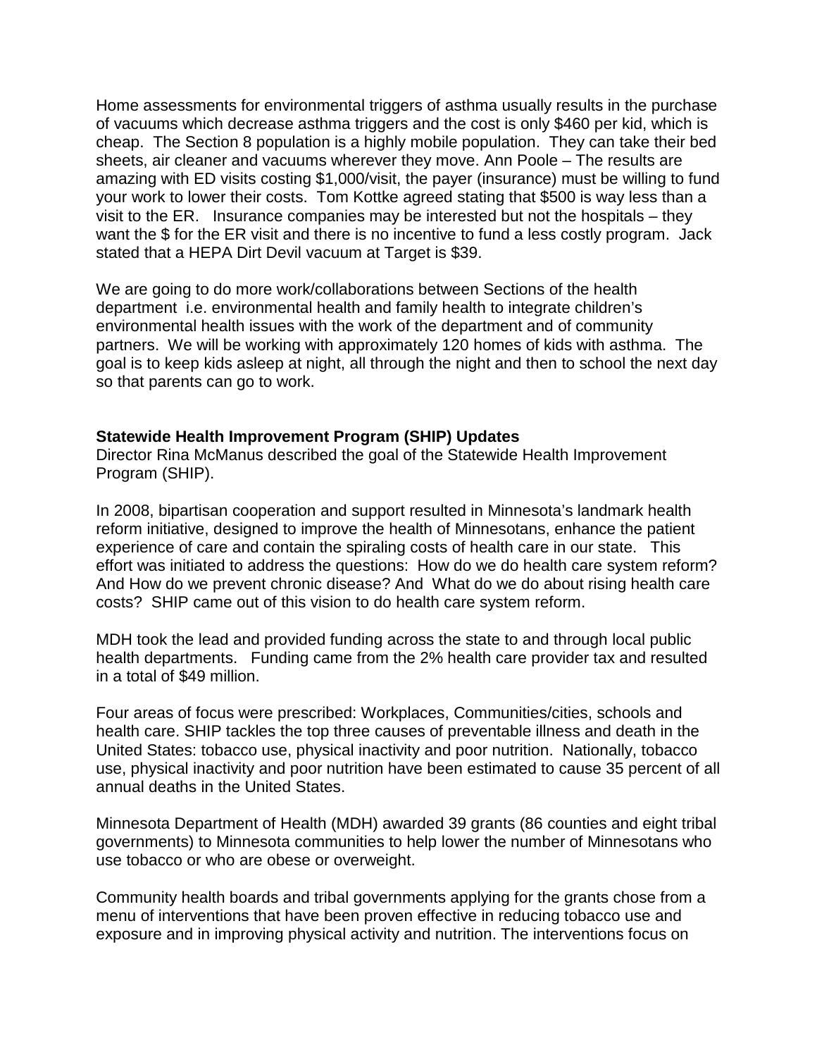Home assessments for environmental triggers of asthma usually results in the purchase of vacuums which decrease asthma triggers and the cost is only $460 per kid, which is cheap. The Section 8 population is a highly mobile population. They can take their bed sheets, air cleaner and vacuums wherever they move. Ann Poole – The results are amazing with ED visits costing $1,000/visit, the payer (insurance) must be willing to fund your work to lower their costs. Tom Kottke agreed stating that $500 is way less than a visit to the ER. Insurance companies may be interested but not the hospitals – they want the $ for the ER visit and there is no incentive to fund a less costly program. Jack stated that a HEPA Dirt Devil vacuum at Target is $39.

We are going to do more work/collaborations between Sections of the health department i.e. environmental health and family health to integrate children's environmental health issues with the work of the department and of community partners. We will be working with approximately 120 homes of kids with asthma. The goal is to keep kids asleep at night, all through the night and then to school the next day so that parents can go to work.

**Statewide Health Improvement Program (SHIP) Updates**
Director Rina McManus described the goal of the Statewide Health Improvement Program (SHIP).

In 2008, bipartisan cooperation and support resulted in Minnesota's landmark health reform initiative, designed to improve the health of Minnesotans, enhance the patient experience of care and contain the spiraling costs of health care in our state. This effort was initiated to address the questions: How do we do health care system reform? And How do we prevent chronic disease? And What do we do about rising health care costs? SHIP came out of this vision to do health care system reform.

MDH took the lead and provided funding across the state to and through local public health departments. Funding came from the 2% health care provider tax and resulted in a total of $49 million.

Four areas of focus were prescribed: Workplaces, Communities/cities, schools and health care. SHIP tackles the top three causes of preventable illness and death in the United States: tobacco use, physical inactivity and poor nutrition. Nationally, tobacco use, physical inactivity and poor nutrition have been estimated to cause 35 percent of all annual deaths in the United States.

Minnesota Department of Health (MDH) awarded 39 grants (86 counties and eight tribal governments) to Minnesota communities to help lower the number of Minnesotans who use tobacco or who are obese or overweight.

Community health boards and tribal governments applying for the grants chose from a menu of interventions that have been proven effective in reducing tobacco use and exposure and in improving physical activity and nutrition. The interventions focus on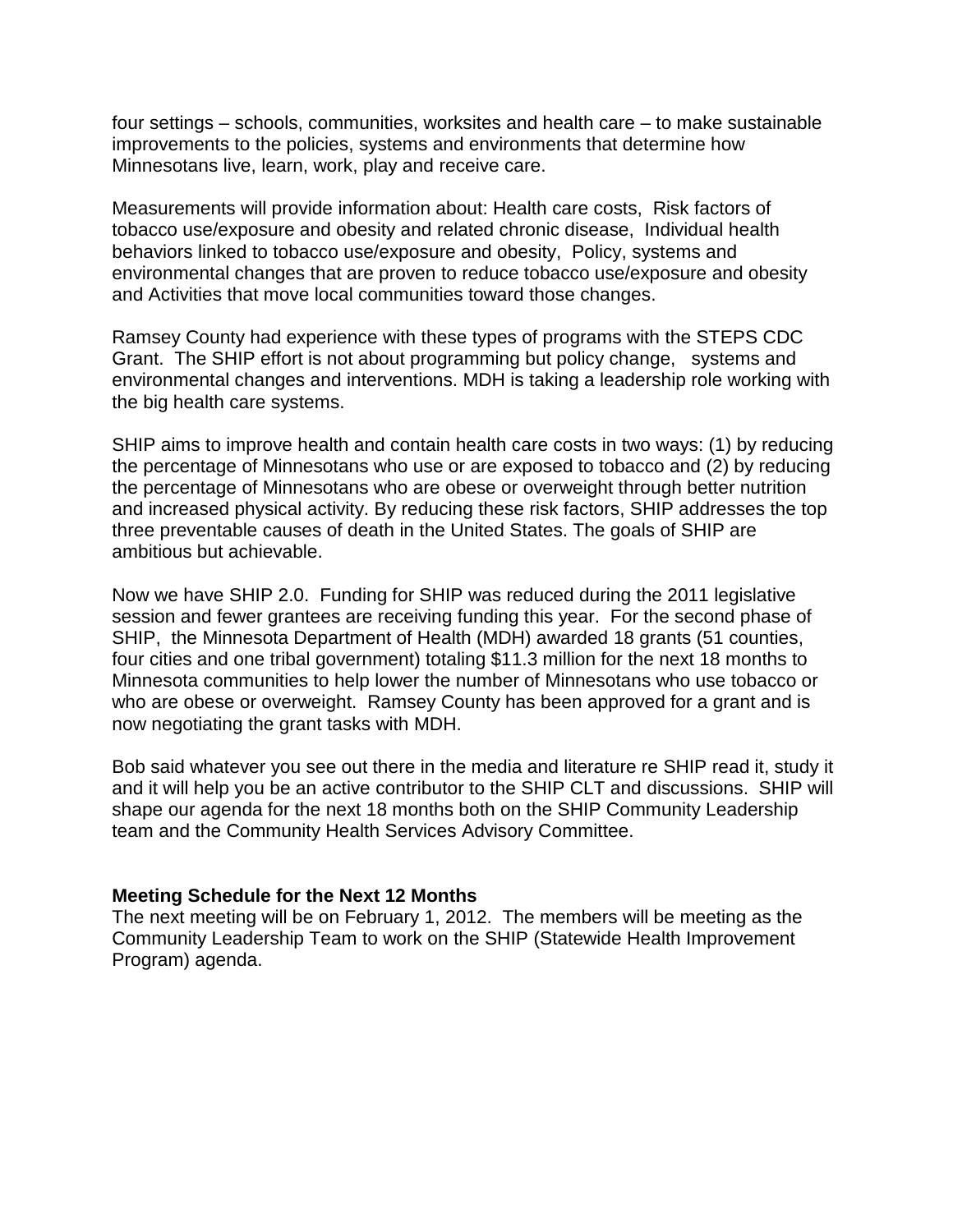four settings – schools, communities, worksites and health care – to make sustainable improvements to the policies, systems and environments that determine how Minnesotans live, learn, work, play and receive care.

Measurements will provide information about: Health care costs, Risk factors of tobacco use/exposure and obesity and related chronic disease, Individual health behaviors linked to tobacco use/exposure and obesity, Policy, systems and environmental changes that are proven to reduce tobacco use/exposure and obesity and Activities that move local communities toward those changes.

Ramsey County had experience with these types of programs with the STEPS CDC Grant. The SHIP effort is not about programming but policy change, systems and environmental changes and interventions. MDH is taking a leadership role working with the big health care systems.

SHIP aims to improve health and contain health care costs in two ways: (1) by reducing the percentage of Minnesotans who use or are exposed to tobacco and (2) by reducing the percentage of Minnesotans who are obese or overweight through better nutrition and increased physical activity. By reducing these risk factors, SHIP addresses the top three preventable causes of death in the United States. The goals of SHIP are ambitious but achievable.

Now we have SHIP 2.0. Funding for SHIP was reduced during the 2011 legislative session and fewer grantees are receiving funding this year. For the second phase of SHIP, the Minnesota Department of Health (MDH) awarded 18 grants (51 counties, four cities and one tribal government) totaling $11.3 million for the next 18 months to Minnesota communities to help lower the number of Minnesotans who use tobacco or who are obese or overweight. Ramsey County has been approved for a grant and is now negotiating the grant tasks with MDH.

Bob said whatever you see out there in the media and literature re SHIP read it, study it and it will help you be an active contributor to the SHIP CLT and discussions. SHIP will shape our agenda for the next 18 months both on the SHIP Community Leadership team and the Community Health Services Advisory Committee.

**Meeting Schedule for the Next 12 Months**

The next meeting will be on February 1, 2012. The members will be meeting as the Community Leadership Team to work on the SHIP (Statewide Health Improvement Program) agenda.